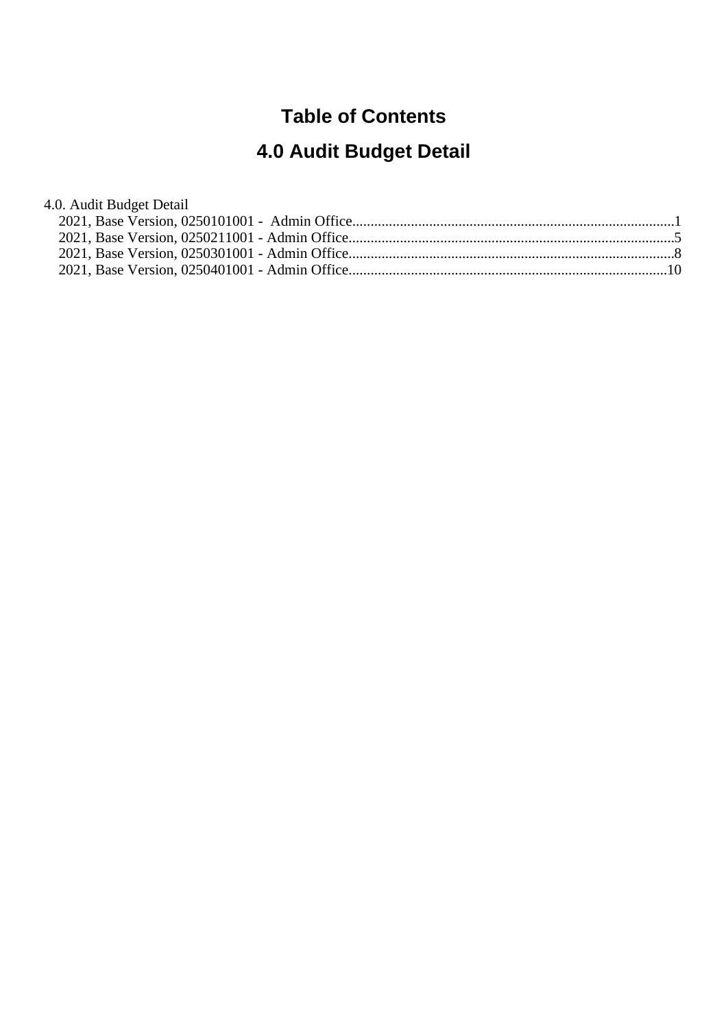# Table of Contents

# 4.0 Audit Budget Detail

4.0. Audit Budget Detail

- 2021, Base Version, 0250101001 -  Admin Office.......................................................................................1
- 2021, Base Version, 0250211001 - Admin Office........................................................................................5
- 2021, Base Version, 0250301001 - Admin Office........................................................................................8
- 2021, Base Version, 0250401001 - Admin Office......................................................................................10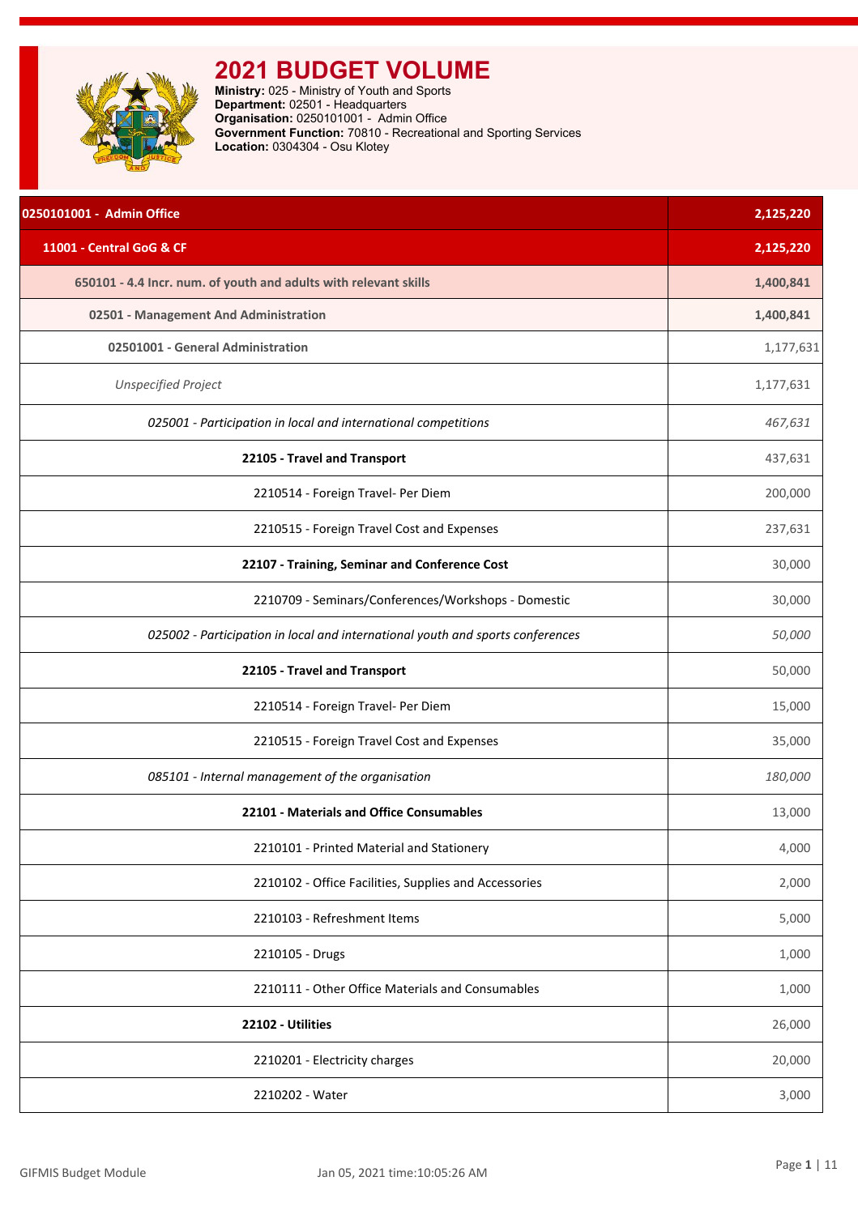# 2021 BUDGET VOLUME

**Ministry:** 025 - Ministry of Youth and Sports
**Department:** 02501 - Headquarters
**Organisation:** 0250101001 - Admin Office
**Government Function:** 70810 - Recreational and Sporting Services
**Location:** 0304304 - Osu Klotey

| Description | Amount |
|---|---|
| **0250101001 - Admin Office** | **2,125,220** |
| **11001 - Central GoG & CF** | **2,125,220** |
| **650101 - 4.4 Incr. num. of youth and adults with relevant skills** | **1,400,841** |
| **02501 - Management And Administration** | **1,400,841** |
| **02501001 - General Administration** | 1,177,631 |
| *Unspecified Project* | 1,177,631 |
| *025001 - Participation in local and international competitions* | *467,631* |
| **22105 - Travel and Transport** | 437,631 |
| 2210514 - Foreign Travel- Per Diem | 200,000 |
| 2210515 - Foreign Travel Cost and Expenses | 237,631 |
| **22107 - Training, Seminar and Conference Cost** | 30,000 |
| 2210709 - Seminars/Conferences/Workshops - Domestic | 30,000 |
| *025002 - Participation in local and international youth and sports conferences* | *50,000* |
| **22105 - Travel and Transport** | 50,000 |
| 2210514 - Foreign Travel- Per Diem | 15,000 |
| 2210515 - Foreign Travel Cost and Expenses | 35,000 |
| *085101 - Internal management of the organisation* | *180,000* |
| **22101 - Materials and Office Consumables** | 13,000 |
| 2210101 - Printed Material and Stationery | 4,000 |
| 2210102 - Office Facilities, Supplies and Accessories | 2,000 |
| 2210103 - Refreshment Items | 5,000 |
| 2210105 - Drugs | 1,000 |
| 2210111 - Other Office Materials and Consumables | 1,000 |
| **22102 - Utilities** | 26,000 |
| 2210201 - Electricity charges | 20,000 |
| 2210202 - Water | 3,000 |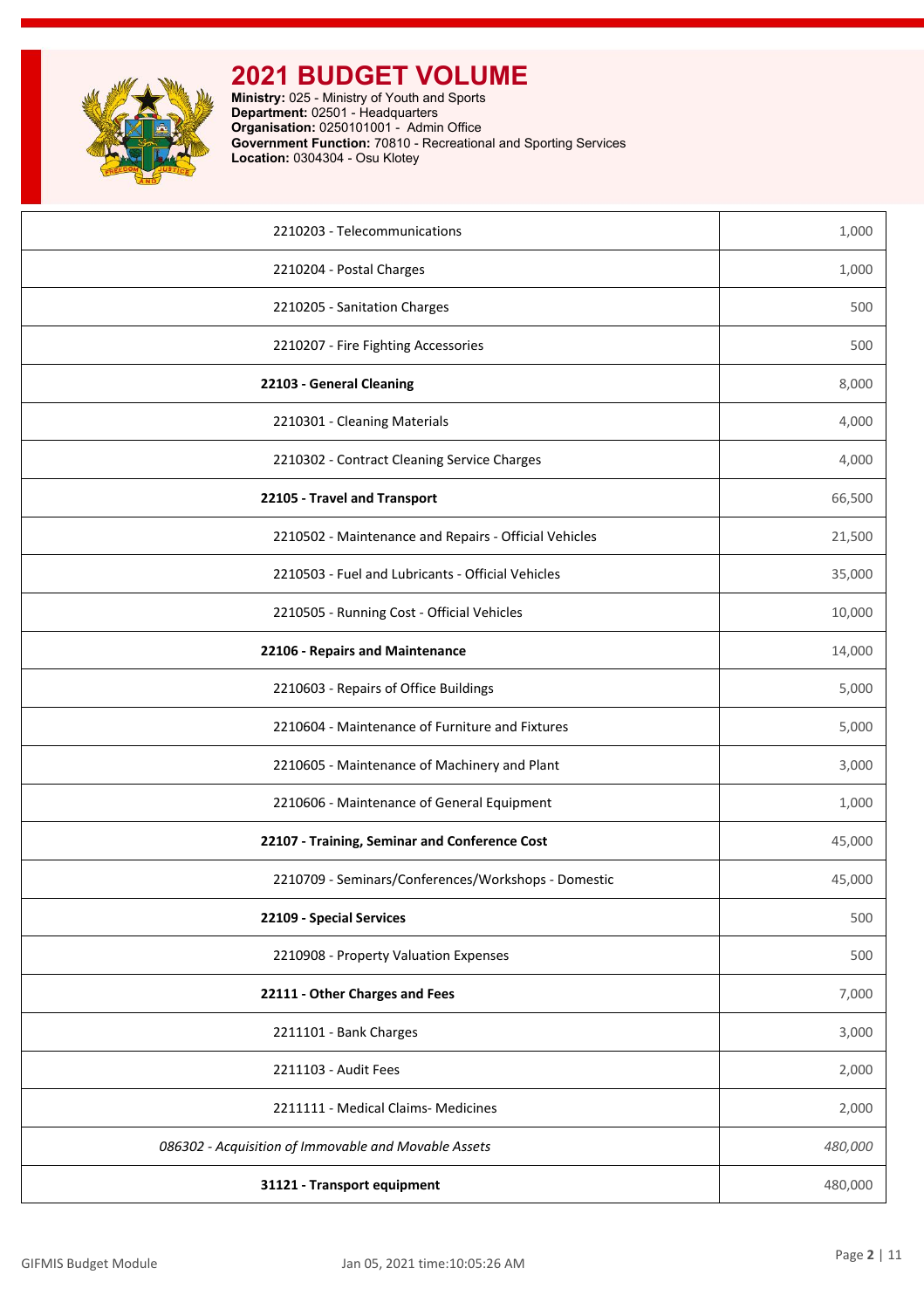# 2021 BUDGET VOLUME

**Ministry:** 025 - Ministry of Youth and Sports
**Department:** 02501 - Headquarters
**Organisation:** 0250101001 - Admin Office
**Government Function:** 70810 - Recreational and Sporting Services
**Location:** 0304304 - Osu Klotey

| | |
|---|---|
| 2210203 - Telecommunications | 1,000 |
| 2210204 - Postal Charges | 1,000 |
| 2210205 - Sanitation Charges | 500 |
| 2210207 - Fire Fighting Accessories | 500 |
| **22103 - General Cleaning** | 8,000 |
| 2210301 - Cleaning Materials | 4,000 |
| 2210302 - Contract Cleaning Service Charges | 4,000 |
| **22105 - Travel and Transport** | 66,500 |
| 2210502 - Maintenance and Repairs - Official Vehicles | 21,500 |
| 2210503 - Fuel and Lubricants - Official Vehicles | 35,000 |
| 2210505 - Running Cost - Official Vehicles | 10,000 |
| **22106 - Repairs and Maintenance** | 14,000 |
| 2210603 - Repairs of Office Buildings | 5,000 |
| 2210604 - Maintenance of Furniture and Fixtures | 5,000 |
| 2210605 - Maintenance of Machinery and Plant | 3,000 |
| 2210606 - Maintenance of General Equipment | 1,000 |
| **22107 - Training, Seminar and Conference Cost** | 45,000 |
| 2210709 - Seminars/Conferences/Workshops - Domestic | 45,000 |
| **22109 - Special Services** | 500 |
| 2210908 - Property Valuation Expenses | 500 |
| **22111 - Other Charges and Fees** | 7,000 |
| 2211101 - Bank Charges | 3,000 |
| 2211103 - Audit Fees | 2,000 |
| 2211111 - Medical Claims- Medicines | 2,000 |
| *086302 - Acquisition of Immovable and Movable Assets* | *480,000* |
| **31121 - Transport equipment** | 480,000 |

GIFMIS Budget Module | Jan 05, 2021 time:10:05:26 AM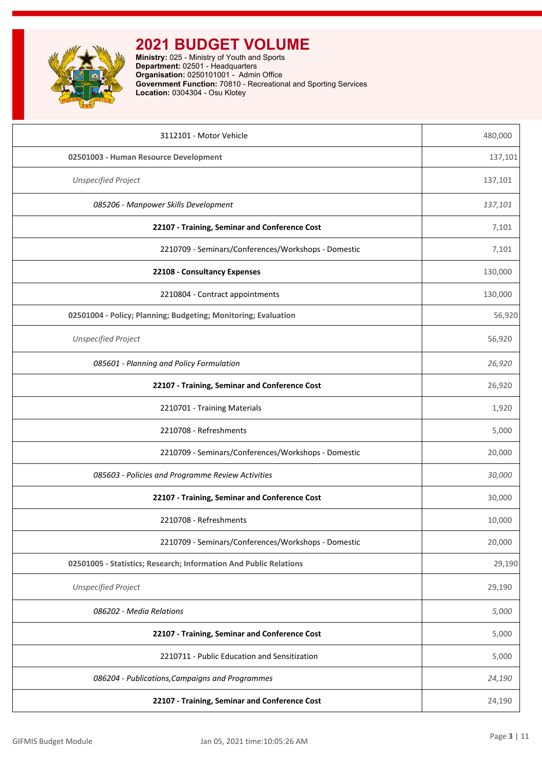# 2021 BUDGET VOLUME

**Ministry:** 025 - Ministry of Youth and Sports
**Department:** 02501 - Headquarters
**Organisation:** 0250101001 - Admin Office
**Government Function:** 70810 - Recreational and Sporting Services
**Location:** 0304304 - Osu Klotey

| | |
|---|---|
| 3112101 - Motor Vehicle | 480,000 |
| **02501003 - Human Resource Development** | 137,101 |
| *Unspecified Project* | 137,101 |
| *085206 - Manpower Skills Development* | *137,101* |
| **22107 - Training, Seminar and Conference Cost** | 7,101 |
| 2210709 - Seminars/Conferences/Workshops - Domestic | 7,101 |
| **22108 - Consultancy Expenses** | 130,000 |
| 2210804 - Contract appointments | 130,000 |
| **02501004 - Policy; Planning; Budgeting; Monitoring; Evaluation** | 56,920 |
| *Unspecified Project* | 56,920 |
| *085601 - Planning and Policy Formulation* | *26,920* |
| **22107 - Training, Seminar and Conference Cost** | 26,920 |
| 2210701 - Training Materials | 1,920 |
| 2210708 - Refreshments | 5,000 |
| 2210709 - Seminars/Conferences/Workshops - Domestic | 20,000 |
| *085603 - Policies and Programme Review Activities* | *30,000* |
| **22107 - Training, Seminar and Conference Cost** | 30,000 |
| 2210708 - Refreshments | 10,000 |
| 2210709 - Seminars/Conferences/Workshops - Domestic | 20,000 |
| **02501005 - Statistics; Research; Information And Public Relations** | 29,190 |
| *Unspecified Project* | 29,190 |
| *086202 - Media Relations* | *5,000* |
| **22107 - Training, Seminar and Conference Cost** | 5,000 |
| 2210711 - Public Education and Sensitization | 5,000 |
| *086204 - Publications,Campaigns and Programmes* | *24,190* |
| **22107 - Training, Seminar and Conference Cost** | 24,190 |

GIFMIS Budget Module — Jan 05, 2021 time:10:05:26 AM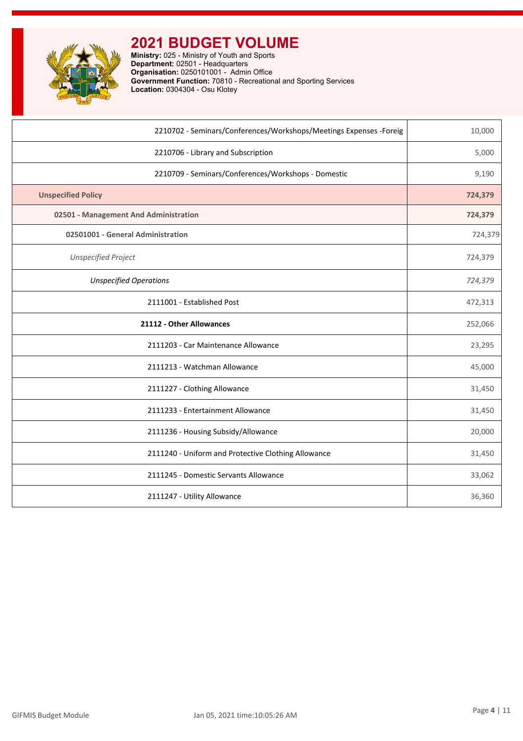# 2021 BUDGET VOLUME

**Ministry:** 025 - Ministry of Youth and Sports
**Department:** 02501 - Headquarters
**Organisation:** 0250101001 - Admin Office
**Government Function:** 70810 - Recreational and Sporting Services
**Location:** 0304304 - Osu Klotey

| | |
|---|---|
| 2210702 - Seminars/Conferences/Workshops/Meetings Expenses -Foreig | 10,000 |
| 2210706 - Library and Subscription | 5,000 |
| 2210709 - Seminars/Conferences/Workshops - Domestic | 9,190 |
| **Unspecified Policy** | **724,379** |
| **02501 - Management And Administration** | **724,379** |
| **02501001 - General Administration** | 724,379 |
| *Unspecified Project* | 724,379 |
| *Unspecified Operations* | *724,379* |
| 2111001 - Established Post | 472,313 |
| **21112 - Other Allowances** | 252,066 |
| 2111203 - Car Maintenance Allowance | 23,295 |
| 2111213 - Watchman Allowance | 45,000 |
| 2111227 - Clothing Allowance | 31,450 |
| 2111233 - Entertainment Allowance | 31,450 |
| 2111236 - Housing Subsidy/Allowance | 20,000 |
| 2111240 - Uniform and Protective Clothing Allowance | 31,450 |
| 2111245 - Domestic Servants Allowance | 33,062 |
| 2111247 - Utility Allowance | 36,360 |

GIFMIS Budget Module Jan 05, 2021 time:10:05:26 AM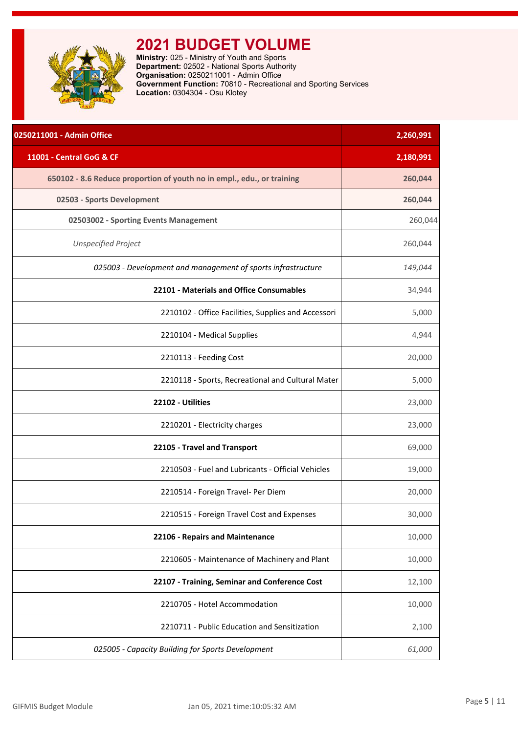# 2021 BUDGET VOLUME

**Ministry:** 025 - Ministry of Youth and Sports
**Department:** 02502 - National Sports Authority
**Organisation:** 0250211001 - Admin Office
**Government Function:** 70810 - Recreational and Sporting Services
**Location:** 0304304 - Osu Klotey

| Item | Amount |
|---|---|
| **0250211001 - Admin Office** | **2,260,991** |
| **11001 - Central GoG & CF** | **2,180,991** |
| **650102 - 8.6 Reduce proportion of youth no in empl., edu., or training** | **260,044** |
| **02503 - Sports Development** | **260,044** |
| **02503002 - Sporting Events Management** | 260,044 |
| *Unspecified Project* | 260,044 |
| *025003 - Development and management of sports infrastructure* | *149,044* |
| **22101 - Materials and Office Consumables** | 34,944 |
| 2210102 - Office Facilities, Supplies and Accessori | 5,000 |
| 2210104 - Medical Supplies | 4,944 |
| 2210113 - Feeding Cost | 20,000 |
| 2210118 - Sports, Recreational and Cultural Mater | 5,000 |
| **22102 - Utilities** | 23,000 |
| 2210201 - Electricity charges | 23,000 |
| **22105 - Travel and Transport** | 69,000 |
| 2210503 - Fuel and Lubricants - Official Vehicles | 19,000 |
| 2210514 - Foreign Travel- Per Diem | 20,000 |
| 2210515 - Foreign Travel Cost and Expenses | 30,000 |
| **22106 - Repairs and Maintenance** | 10,000 |
| 2210605 - Maintenance of Machinery and Plant | 10,000 |
| **22107 - Training, Seminar and Conference Cost** | 12,100 |
| 2210705 - Hotel Accommodation | 10,000 |
| 2210711 - Public Education and Sensitization | 2,100 |
| *025005 - Capacity Building for Sports Development* | *61,000* |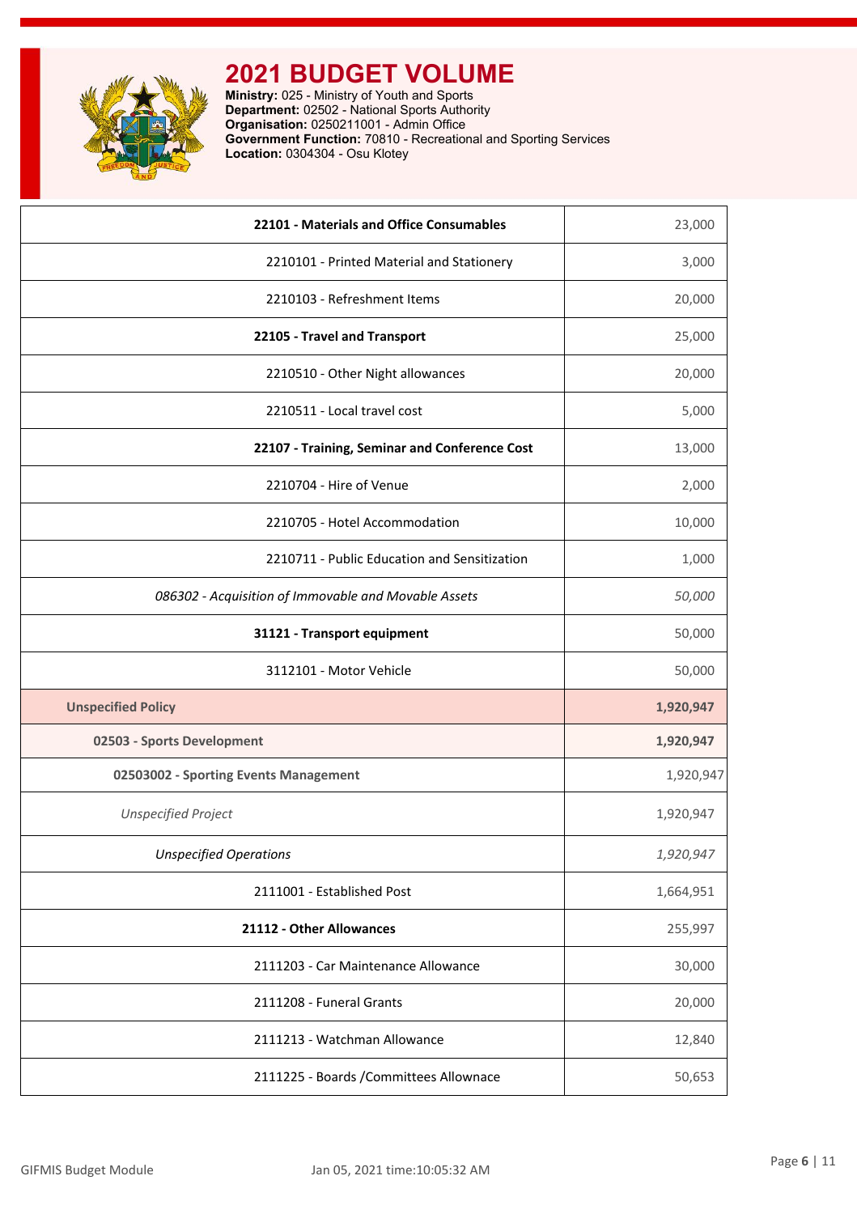# 2021 BUDGET VOLUME

**Ministry:** 025 - Ministry of Youth and Sports
**Department:** 02502 - National Sports Authority
**Organisation:** 0250211001 - Admin Office
**Government Function:** 70810 - Recreational and Sporting Services
**Location:** 0304304 - Osu Klotey

| | |
|---|---|
| **22101 - Materials and Office Consumables** | 23,000 |
| 2210101 - Printed Material and Stationery | 3,000 |
| 2210103 - Refreshment Items | 20,000 |
| **22105 - Travel and Transport** | 25,000 |
| 2210510 - Other Night allowances | 20,000 |
| 2210511 - Local travel cost | 5,000 |
| **22107 - Training, Seminar and Conference Cost** | 13,000 |
| 2210704 - Hire of Venue | 2,000 |
| 2210705 - Hotel Accommodation | 10,000 |
| 2210711 - Public Education and Sensitization | 1,000 |
| *086302 - Acquisition of Immovable and Movable Assets* | *50,000* |
| **31121 - Transport equipment** | 50,000 |
| 3112101 - Motor Vehicle | 50,000 |
| **Unspecified Policy** | **1,920,947** |
| **02503 - Sports Development** | **1,920,947** |
| **02503002 - Sporting Events Management** | 1,920,947 |
| *Unspecified Project* | 1,920,947 |
| *Unspecified Operations* | *1,920,947* |
| 2111001 - Established Post | 1,664,951 |
| **21112 - Other Allowances** | 255,997 |
| 2111203 - Car Maintenance Allowance | 30,000 |
| 2111208 - Funeral Grants | 20,000 |
| 2111213 - Watchman Allowance | 12,840 |
| 2111225 - Boards /Committees Allowance | 50,653 |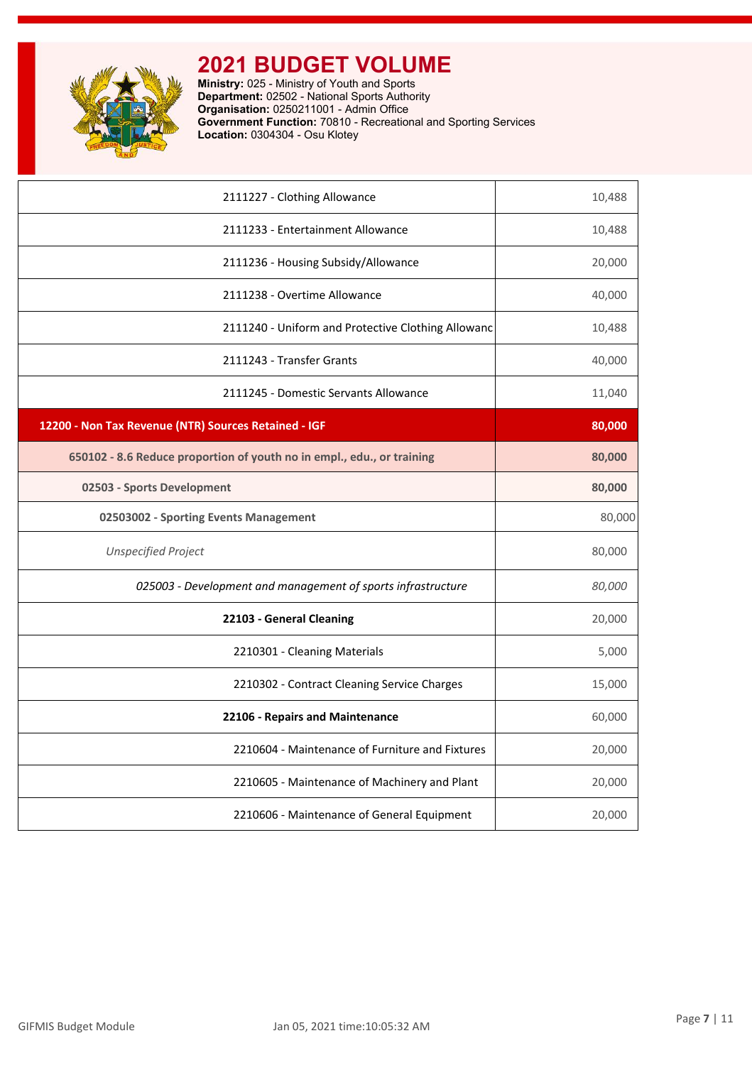# 2021 BUDGET VOLUME

**Ministry:** 025 - Ministry of Youth and Sports
**Department:** 02502 - National Sports Authority
**Organisation:** 0250211001 - Admin Office
**Government Function:** 70810 - Recreational and Sporting Services
**Location:** 0304304 - Osu Klotey

| | |
|---|---|
| 2111227 - Clothing Allowance | 10,488 |
| 2111233 - Entertainment Allowance | 10,488 |
| 2111236 - Housing Subsidy/Allowance | 20,000 |
| 2111238 - Overtime Allowance | 40,000 |
| 2111240 - Uniform and Protective Clothing Allowanc | 10,488 |
| 2111243 - Transfer Grants | 40,000 |
| 2111245 - Domestic Servants Allowance | 11,040 |
| **12200 - Non Tax Revenue (NTR) Sources Retained - IGF** | **80,000** |
| **650102 - 8.6 Reduce proportion of youth no in empl., edu., or training** | **80,000** |
| **02503 - Sports Development** | **80,000** |
| **02503002 - Sporting Events Management** | 80,000 |
| *Unspecified Project* | 80,000 |
| *025003 - Development and management of sports infrastructure* | *80,000* |
| **22103 - General Cleaning** | 20,000 |
| 2210301 - Cleaning Materials | 5,000 |
| 2210302 - Contract Cleaning Service Charges | 15,000 |
| **22106 - Repairs and Maintenance** | 60,000 |
| 2210604 - Maintenance of Furniture and Fixtures | 20,000 |
| 2210605 - Maintenance of Machinery and Plant | 20,000 |
| 2210606 - Maintenance of General Equipment | 20,000 |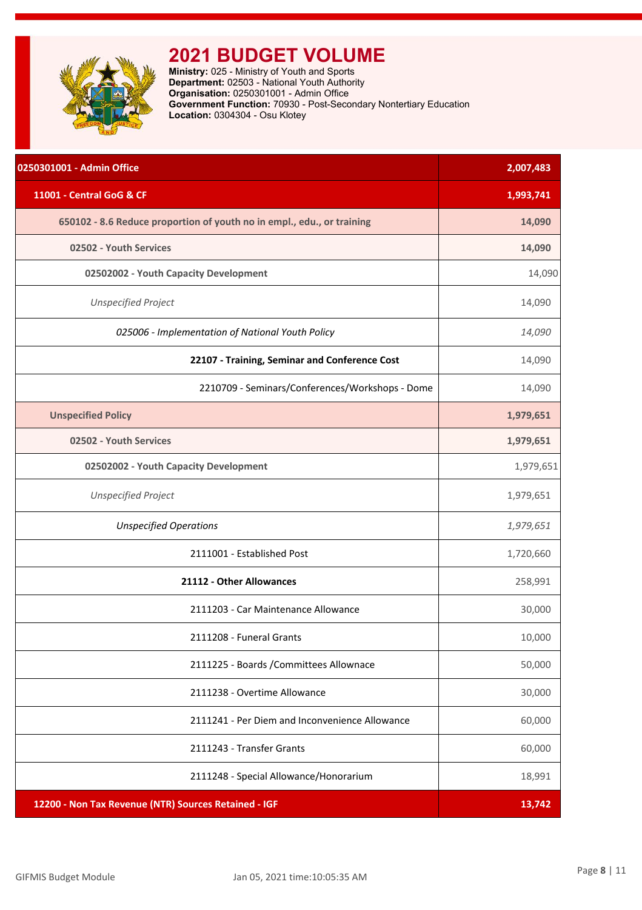# 2021 BUDGET VOLUME

**Ministry:** 025 - Ministry of Youth and Sports
**Department:** 02503 - National Youth Authority
**Organisation:** 0250301001 - Admin Office
**Government Function:** 70930 - Post-Secondary Nontertiary Education
**Location:** 0304304 - Osu Klotey

| Item | Amount |
|---|---|
| **0250301001 - Admin Office** | **2,007,483** |
| **11001 - Central GoG & CF** | **1,993,741** |
| **650102 - 8.6 Reduce proportion of youth no in empl., edu., or training** | **14,090** |
| **02502 - Youth Services** | **14,090** |
| **02502002 - Youth Capacity Development** | 14,090 |
| *Unspecified Project* | 14,090 |
| *025006 - Implementation of National Youth Policy* | *14,090* |
| **22107 - Training, Seminar and Conference Cost** | 14,090 |
| 2210709 - Seminars/Conferences/Workshops - Dome | 14,090 |
| **Unspecified Policy** | **1,979,651** |
| **02502 - Youth Services** | **1,979,651** |
| **02502002 - Youth Capacity Development** | 1,979,651 |
| *Unspecified Project* | 1,979,651 |
| *Unspecified Operations* | *1,979,651* |
| 2111001 - Established Post | 1,720,660 |
| **21112 - Other Allowances** | 258,991 |
| 2111203 - Car Maintenance Allowance | 30,000 |
| 2111208 - Funeral Grants | 10,000 |
| 2111225 - Boards /Committees Allownace | 50,000 |
| 2111238 - Overtime Allowance | 30,000 |
| 2111241 - Per Diem and Inconvenience Allowance | 60,000 |
| 2111243 - Transfer Grants | 60,000 |
| 2111248 - Special Allowance/Honorarium | 18,991 |
| **12200 - Non Tax Revenue (NTR) Sources Retained - IGF** | **13,742** |

GIFMIS Budget Module — Jan 05, 2021 time:10:05:35 AM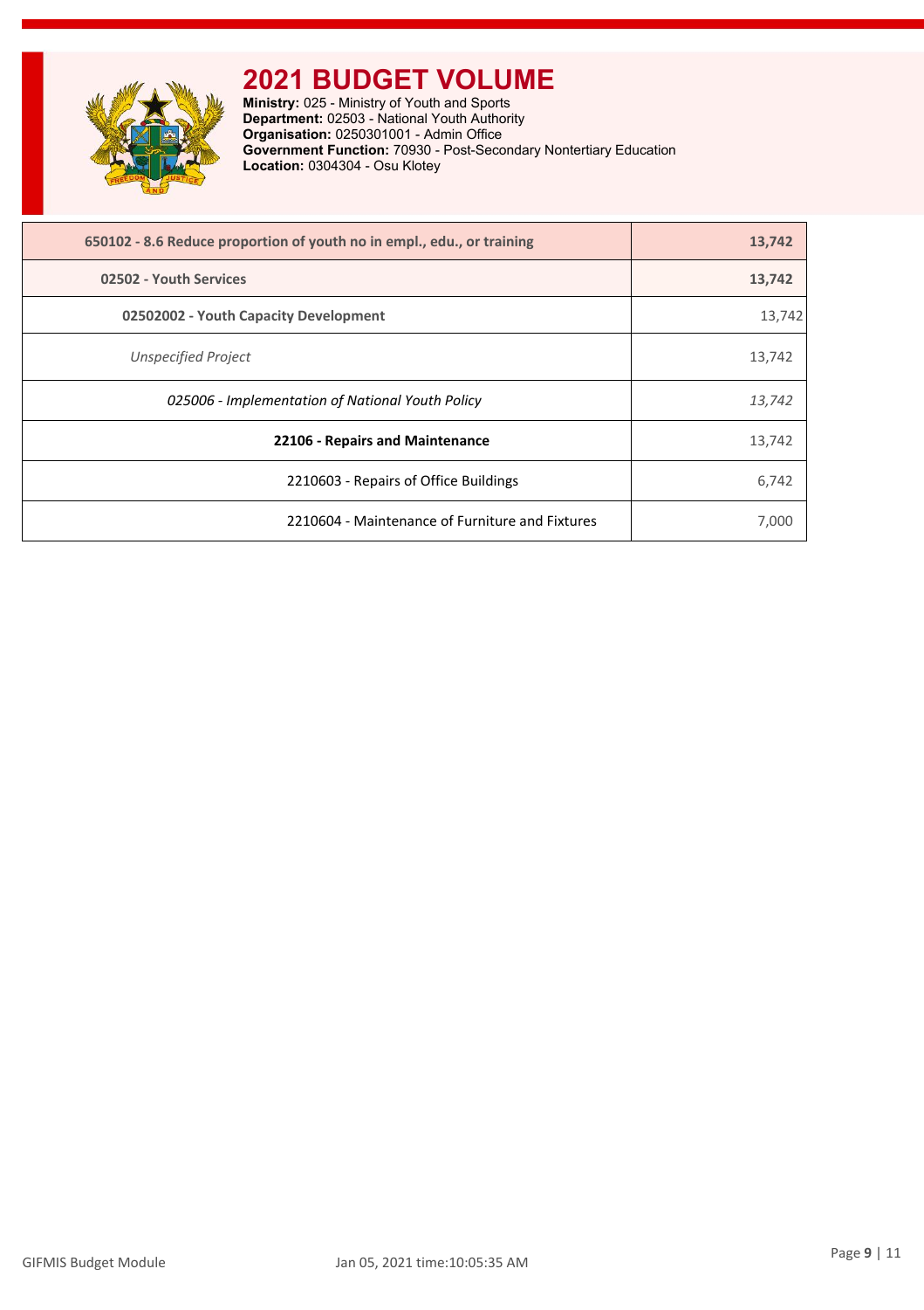# 2021 BUDGET VOLUME

**Ministry:** 025 - Ministry of Youth and Sports
**Department:** 02503 - National Youth Authority
**Organisation:** 0250301001 - Admin Office
**Government Function:** 70930 - Post-Secondary Nontertiary Education
**Location:** 0304304 - Osu Klotey

| | |
|---|---|
| **650102 - 8.6 Reduce proportion of youth no in empl., edu., or training** | **13,742** |
| **02502 - Youth Services** | **13,742** |
| **02502002 - Youth Capacity Development** | 13,742 |
| *Unspecified Project* | 13,742 |
| *025006 - Implementation of National Youth Policy* | *13,742* |
| **22106 - Repairs and Maintenance** | 13,742 |
| 2210603 - Repairs of Office Buildings | 6,742 |
| 2210604 - Maintenance of Furniture and Fixtures | 7,000 |

GIFMIS Budget Module    Jan 05, 2021 time:10:05:35 AM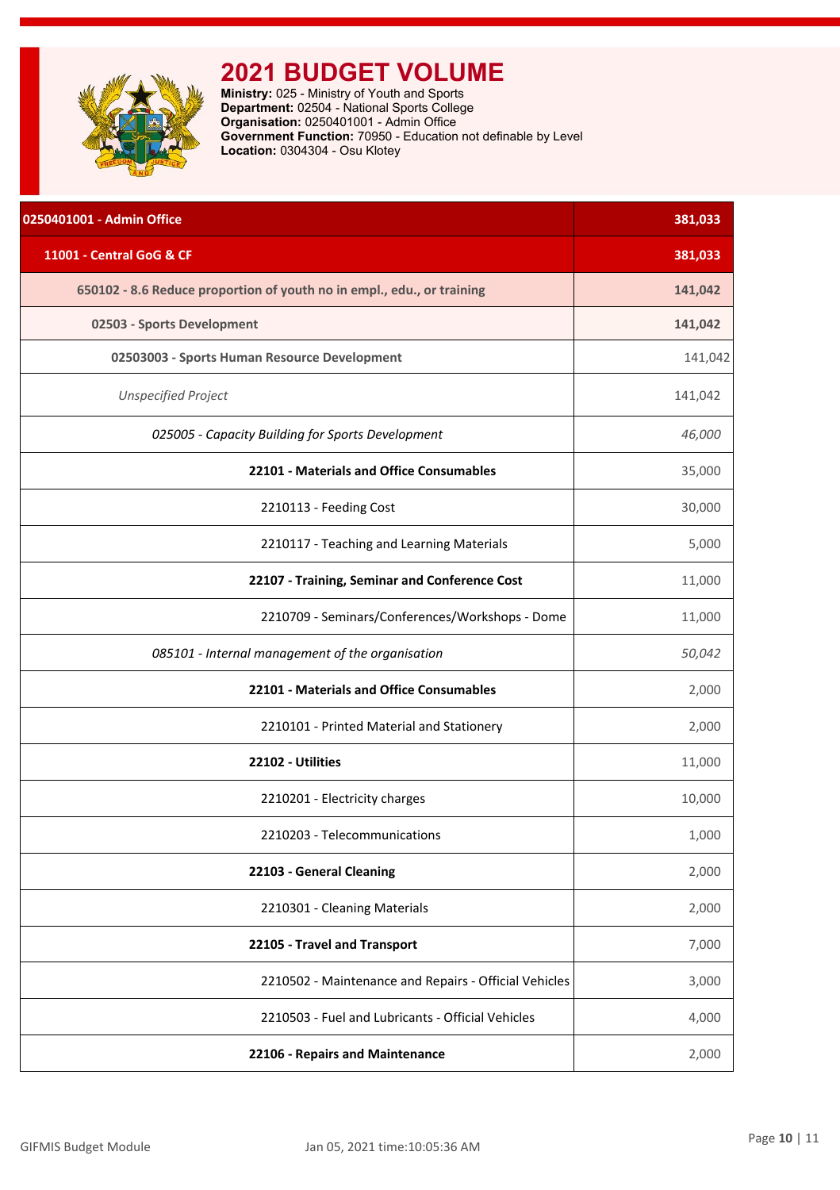# 2021 BUDGET VOLUME

**Ministry:** 025 - Ministry of Youth and Sports
**Department:** 02504 - National Sports College
**Organisation:** 0250401001 - Admin Office
**Government Function:** 70950 - Education not definable by Level
**Location:** 0304304 - Osu Klotey

| **0250401001 - Admin Office** | **381,033** |
|---|---|
| **11001 - Central GoG & CF** | **381,033** |
| **650102 - 8.6 Reduce proportion of youth no in empl., edu., or training** | **141,042** |
| **02503 - Sports Development** | **141,042** |
| **02503003 - Sports Human Resource Development** | 141,042 |
| *Unspecified Project* | 141,042 |
| *025005 - Capacity Building for Sports Development* | *46,000* |
| **22101 - Materials and Office Consumables** | 35,000 |
| 2210113 - Feeding Cost | 30,000 |
| 2210117 - Teaching and Learning Materials | 5,000 |
| **22107 - Training, Seminar and Conference Cost** | 11,000 |
| 2210709 - Seminars/Conferences/Workshops - Dome | 11,000 |
| *085101 - Internal management of the organisation* | *50,042* |
| **22101 - Materials and Office Consumables** | 2,000 |
| 2210101 - Printed Material and Stationery | 2,000 |
| **22102 - Utilities** | 11,000 |
| 2210201 - Electricity charges | 10,000 |
| 2210203 - Telecommunications | 1,000 |
| **22103 - General Cleaning** | 2,000 |
| 2210301 - Cleaning Materials | 2,000 |
| **22105 - Travel and Transport** | 7,000 |
| 2210502 - Maintenance and Repairs - Official Vehicles | 3,000 |
| 2210503 - Fuel and Lubricants - Official Vehicles | 4,000 |
| **22106 - Repairs and Maintenance** | 2,000 |

GIFMIS Budget Module — Jan 05, 2021 time:10:05:36 AM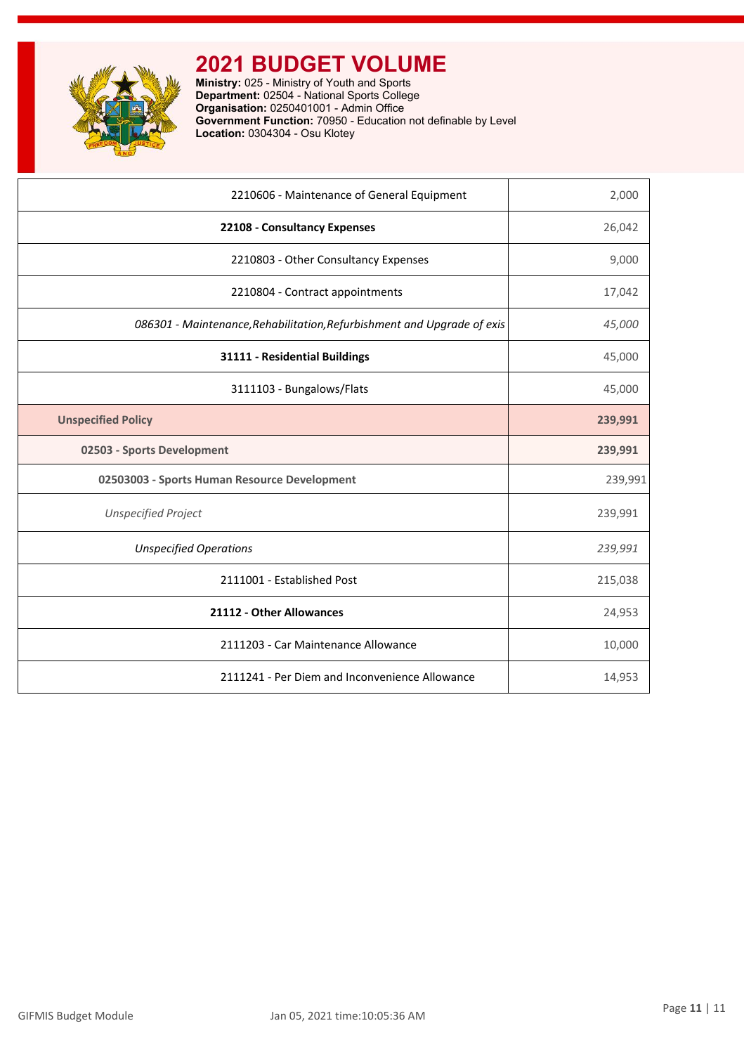# 2021 BUDGET VOLUME

**Ministry:** 025 - Ministry of Youth and Sports
**Department:** 02504 - National Sports College
**Organisation:** 0250401001 - Admin Office
**Government Function:** 70950 - Education not definable by Level
**Location:** 0304304 - Osu Klotey

| | |
|---|---|
| 2210606 - Maintenance of General Equipment | 2,000 |
| **22108 - Consultancy Expenses** | 26,042 |
| 2210803 - Other Consultancy Expenses | 9,000 |
| 2210804 - Contract appointments | 17,042 |
| *086301 - Maintenance,Rehabilitation,Refurbishment and Upgrade of exis* | *45,000* |
| **31111 - Residential Buildings** | 45,000 |
| 3111103 - Bungalows/Flats | 45,000 |
| **Unspecified Policy** | **239,991** |
| **02503 - Sports Development** | **239,991** |
| **02503003 - Sports Human Resource Development** | 239,991 |
| *Unspecified Project* | 239,991 |
| *Unspecified Operations* | *239,991* |
| 2111001 - Established Post | 215,038 |
| **21112 - Other Allowances** | 24,953 |
| 2111203 - Car Maintenance Allowance | 10,000 |
| 2111241 - Per Diem and Inconvenience Allowance | 14,953 |

GIFMIS Budget Module Jan 05, 2021 time:10:05:36 AM